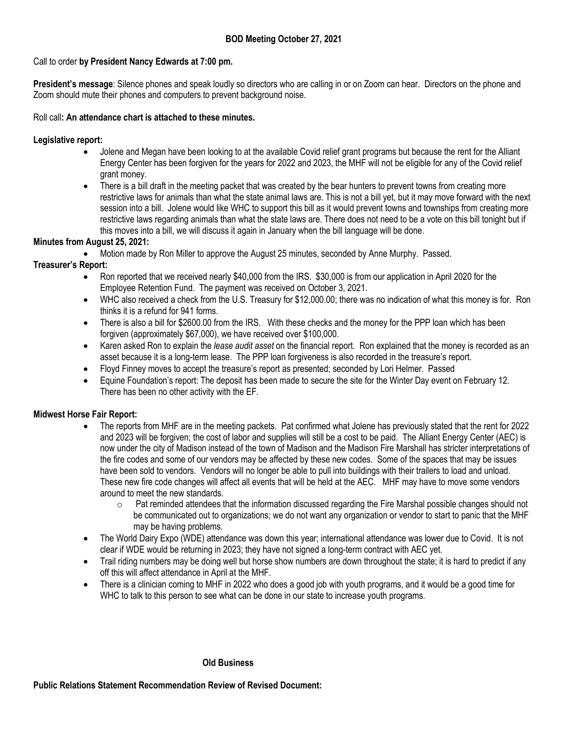**BOD Meeting October 27, 2021**

Call to order **by President Nancy Edwards at 7:00 pm.**

**President's message**: Silence phones and speak loudly so directors who are calling in or on Zoom can hear. Directors on the phone and Zoom should mute their phones and computers to prevent background noise.

Roll call**: An attendance chart is attached to these minutes.**

**Legislative report:**

- Jolene and Megan have been looking to at the available Covid relief grant programs but because the rent for the Alliant Energy Center has been forgiven for the years for 2022 and 2023, the MHF will not be eligible for any of the Covid relief grant money.
- There is a bill draft in the meeting packet that was created by the bear hunters to prevent towns from creating more restrictive laws for animals than what the state animal laws are. This is not a bill yet, but it may move forward with the next session into a bill. Jolene would like WHC to support this bill as it would prevent towns and townships from creating more restrictive laws regarding animals than what the state laws are. There does not need to be a vote on this bill tonight but if this moves into a bill, we will discuss it again in January when the bill language will be done.

**Minutes from August 25, 2021:**

- Motion made by Ron Miller to approve the August 25 minutes, seconded by Anne Murphy. Passed.

**Treasurer's Report:**

- Ron reported that we received nearly $40,000 from the IRS. $30,000 is from our application in April 2020 for the Employee Retention Fund. The payment was received on October 3, 2021.
- WHC also received a check from the U.S. Treasury for $12,000.00; there was no indication of what this money is for. Ron thinks it is a refund for 941 forms.
- There is also a bill for $2600.00 from the IRS. With these checks and the money for the PPP loan which has been forgiven (approximately $67,000), we have received over $100,000.
- Karen asked Ron to explain the *lease audit asset* on the financial report. Ron explained that the money is recorded as an asset because it is a long-term lease. The PPP loan forgiveness is also recorded in the treasure's report.
- Floyd Finney moves to accept the treasure's report as presented; seconded by Lori Helmer. Passed
- Equine Foundation's report: The deposit has been made to secure the site for the Winter Day event on February 12. There has been no other activity with the EF.

**Midwest Horse Fair Report:**

- The reports from MHF are in the meeting packets. Pat confirmed what Jolene has previously stated that the rent for 2022 and 2023 will be forgiven; the cost of labor and supplies will still be a cost to be paid. The Alliant Energy Center (AEC) is now under the city of Madison instead of the town of Madison and the Madison Fire Marshall has stricter interpretations of the fire codes and some of our vendors may be affected by these new codes. Some of the spaces that may be issues have been sold to vendors. Vendors will no longer be able to pull into buildings with their trailers to load and unload. These new fire code changes will affect all events that will be held at the AEC. MHF may have to move some vendors around to meet the new standards.
    - Pat reminded attendees that the information discussed regarding the Fire Marshal possible changes should not be communicated out to organizations; we do not want any organization or vendor to start to panic that the MHF may be having problems.
- The World Dairy Expo (WDE) attendance was down this year; international attendance was lower due to Covid. It is not clear if WDE would be returning in 2023; they have not signed a long-term contract with AEC yet.
- Trail riding numbers may be doing well but horse show numbers are down throughout the state; it is hard to predict if any off this will affect attendance in April at the MHF.
- There is a clinician coming to MHF in 2022 who does a good job with youth programs, and it would be a good time for WHC to talk to this person to see what can be done in our state to increase youth programs.

**Old Business**

**Public Relations Statement Recommendation Review of Revised Document:**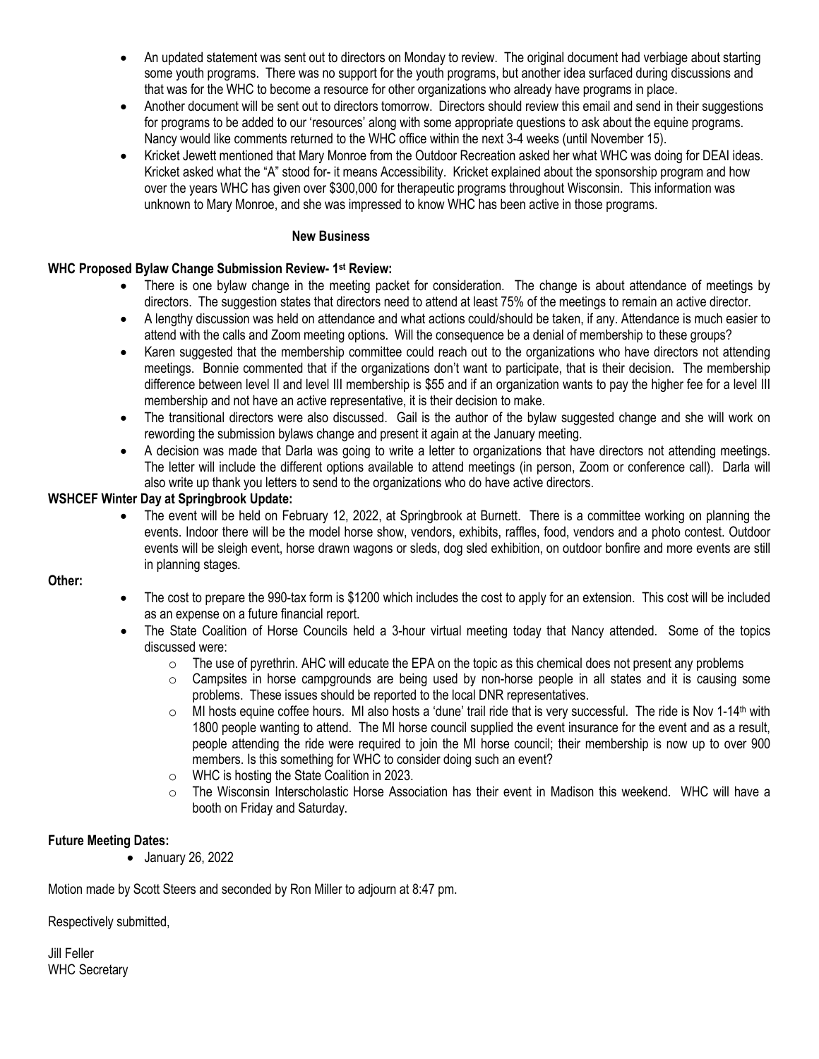- An updated statement was sent out to directors on Monday to review. The original document had verbiage about starting some youth programs. There was no support for the youth programs, but another idea surfaced during discussions and that was for the WHC to become a resource for other organizations who already have programs in place.
- Another document will be sent out to directors tomorrow. Directors should review this email and send in their suggestions for programs to be added to our 'resources' along with some appropriate questions to ask about the equine programs. Nancy would like comments returned to the WHC office within the next 3-4 weeks (until November 15).
- Kricket Jewett mentioned that Mary Monroe from the Outdoor Recreation asked her what WHC was doing for DEAI ideas. Kricket asked what the "A" stood for- it means Accessibility. Kricket explained about the sponsorship program and how over the years WHC has given over $300,000 for therapeutic programs throughout Wisconsin. This information was unknown to Mary Monroe, and she was impressed to know WHC has been active in those programs.

**New Business**

**WHC Proposed Bylaw Change Submission Review- 1st Review:**

- There is one bylaw change in the meeting packet for consideration. The change is about attendance of meetings by directors. The suggestion states that directors need to attend at least 75% of the meetings to remain an active director.
- A lengthy discussion was held on attendance and what actions could/should be taken, if any. Attendance is much easier to attend with the calls and Zoom meeting options. Will the consequence be a denial of membership to these groups?
- Karen suggested that the membership committee could reach out to the organizations who have directors not attending meetings. Bonnie commented that if the organizations don't want to participate, that is their decision. The membership difference between level II and level III membership is $55 and if an organization wants to pay the higher fee for a level III membership and not have an active representative, it is their decision to make.
- The transitional directors were also discussed. Gail is the author of the bylaw suggested change and she will work on rewording the submission bylaws change and present it again at the January meeting.
- A decision was made that Darla was going to write a letter to organizations that have directors not attending meetings. The letter will include the different options available to attend meetings (in person, Zoom or conference call). Darla will also write up thank you letters to send to the organizations who do have active directors.

**WSHCEF Winter Day at Springbrook Update:**

- The event will be held on February 12, 2022, at Springbrook at Burnett. There is a committee working on planning the events. Indoor there will be the model horse show, vendors, exhibits, raffles, food, vendors and a photo contest. Outdoor events will be sleigh event, horse drawn wagons or sleds, dog sled exhibition, on outdoor bonfire and more events are still in planning stages.

**Other:**

- The cost to prepare the 990-tax form is $1200 which includes the cost to apply for an extension. This cost will be included as an expense on a future financial report.
- The State Coalition of Horse Councils held a 3-hour virtual meeting today that Nancy attended. Some of the topics discussed were:
  - The use of pyrethrin. AHC will educate the EPA on the topic as this chemical does not present any problems
  - Campsites in horse campgrounds are being used by non-horse people in all states and it is causing some problems. These issues should be reported to the local DNR representatives.
  - MI hosts equine coffee hours. MI also hosts a 'dune' trail ride that is very successful. The ride is Nov 1-14th with 1800 people wanting to attend. The MI horse council supplied the event insurance for the event and as a result, people attending the ride were required to join the MI horse council; their membership is now up to over 900 members. Is this something for WHC to consider doing such an event?
  - WHC is hosting the State Coalition in 2023.
  - The Wisconsin Interscholastic Horse Association has their event in Madison this weekend. WHC will have a booth on Friday and Saturday.

**Future Meeting Dates:**

- January 26, 2022

Motion made by Scott Steers and seconded by Ron Miller to adjourn at 8:47 pm.

Respectively submitted,

Jill Feller
WHC Secretary